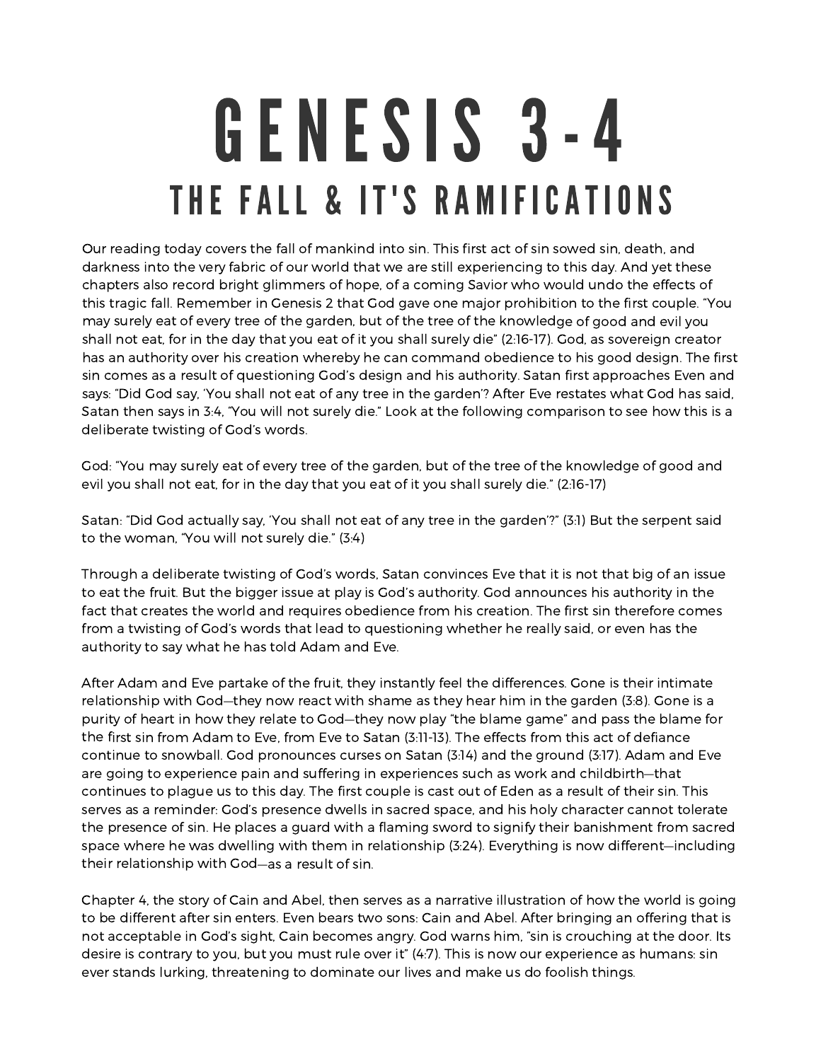# GENESIS 3-4

## THE FALL & IT'S RAMIFICATIONS

Our reading today covers the fall of mankind into sin. This first act of sin sowed sin, death, and darkness into the very fabric of our world that we are still experiencing to this day. And yet these chapters also record bright glimmers of hope, of a coming Savior who would undo the effects of this tragic fall. Remember in Genesis 2 that God gave one major prohibition to the first couple. "You may surely eat of every tree of the garden, but of the tree of the knowledge of good and evil you shall not eat, for in the day that you eat of it you shall surely die" (2:16-17). God, as sovereign creator has an authority over his creation whereby he can command obedience to his good design. The first sin comes as a result of questioning God's design and his authority. Satan first approaches Even and says: "Did God say, 'You shall not eat of any tree in the garden'? After Eve restates what God has said, Satan then says in 3:4, "You will not surely die." Look at the following comparison to see how this is a deliberate twisting of God's words.

God: "You may surely eat of every tree of the garden, but of the tree of the knowledge of good and evil you shall not eat, for in the day that you eat of it you shall surely die." (2:16-17)

Satan: "Did God actually say, 'You shall not eat of any tree in the garden'?" (3:1) But the serpent said to the woman, "You will not surely die." (3:4)

Through a deliberate twisting of God's words, Satan convinces Eve that it is not that big of an issue to eat the fruit. But the bigger issue at play is God's authority. God announces his authority in the fact that creates the world and requires obedience from his creation. The first sin therefore comes from a twisting of God's words that lead to questioning whether he really said, or even has the authority to say what he has told Adam and Eve.

After Adam and Eve partake of the fruit, they instantly feel the differences. Gone is their intimate relationship with God—they now react with shame as they hear him in the garden (3:8). Gone is a purity of heart in how they relate to God—they now play "the blame game" and pass the blame for the first sin from Adam to Eve, from Eve to Satan (3:11-13). The effects from this act of defiance continue to snowball. God pronounces curses on Satan (3:14) and the ground (3:17). Adam and Eve are going to experience pain and suffering in experiences such as work and childbirth—that continues to plague us to this day. The first couple is cast out of Eden as a result of their sin. This serves as a reminder: God's presence dwells in sacred space, and his holy character cannot tolerate the presence of sin. He places a guard with a flaming sword to signify their banishment from sacred space where he was dwelling with them in relationship (3:24). Everything is now different—including their relationship with God—as a result of sin.

Chapter 4, the story of Cain and Abel, then serves as a narrative illustration of how the world is going to be different after sin enters. Even bears two sons: Cain and Abel. After bringing an offering that is not acceptable in God's sight, Cain becomes angry. God warns him, "sin is crouching at the door. Its desire is contrary to you, but you must rule over it" (4:7). This is now our experience as humans: sin ever stands lurking, threatening to dominate our lives and make us do foolish things.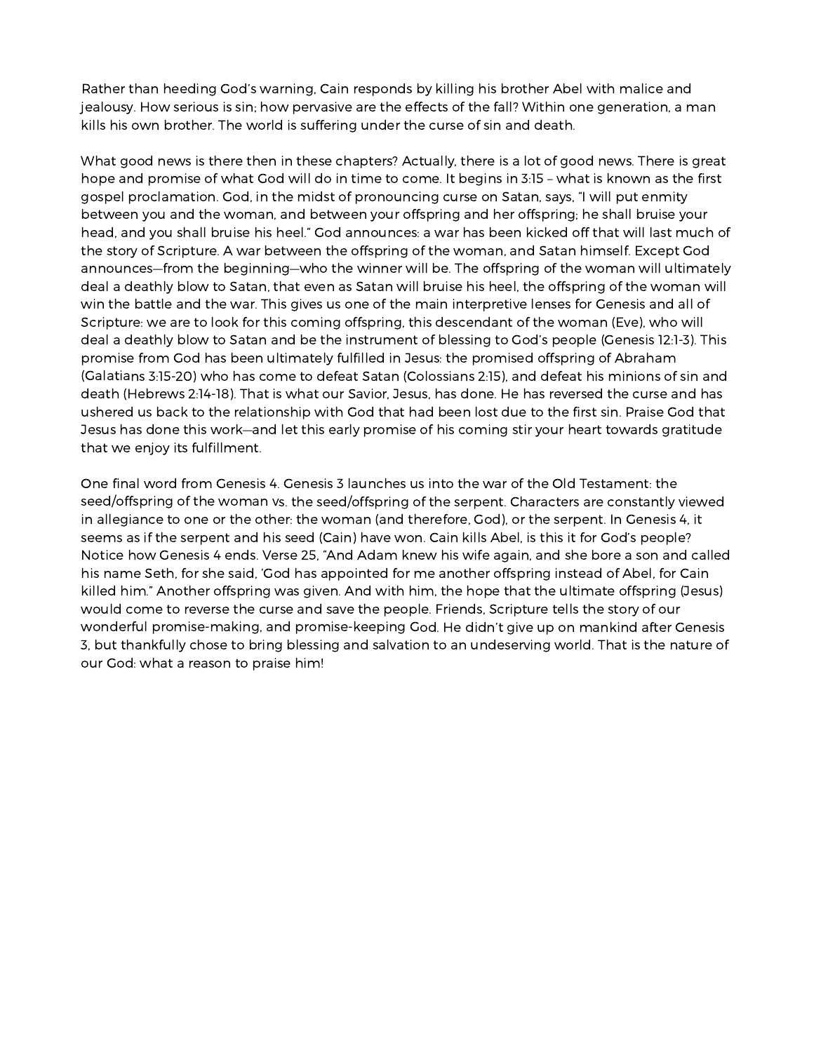Rather than heeding God's warning, Cain responds by killing his brother Abel with malice and jealousy. How serious is sin; how pervasive are the effects of the fall? Within one generation, a man kills his own brother. The world is suffering under the curse of sin and death.

What good news is there then in these chapters? Actually, there is a lot of good news. There is great hope and promise of what God will do in time to come. It begins in 3:15 – what is known as the first gospel proclamation. God, in the midst of pronouncing curse on Satan, says, "I will put enmity between you and the woman, and between your offspring and her offspring; he shall bruise your head, and you shall bruise his heel." God announces: a war has been kicked off that will last much of the story of Scripture. A war between the offspring of the woman, and Satan himself. Except God announces—from the beginning—who the winner will be. The offspring of the woman will ultimately deal a deathly blow to Satan, that even as Satan will bruise his heel, the offspring of the woman will win the battle and the war. This gives us one of the main interpretive lenses for Genesis and all of Scripture: we are to look for this coming offspring, this descendant of the woman (Eve), who will deal a deathly blow to Satan and be the instrument of blessing to God's people (Genesis 12:1-3). This promise from God has been ultimately fulfilled in Jesus: the promised offspring of Abraham (Galatians 3:15-20) who has come to defeat Satan (Colossians 2:15), and defeat his minions of sin and death (Hebrews 2:14-18). That is what our Savior, Jesus, has done. He has reversed the curse and has ushered us back to the relationship with God that had been lost due to the first sin. Praise God that Jesus has done this work—and let this early promise of his coming stir your heart towards gratitude that we enjoy its fulfillment.

One final word from Genesis 4. Genesis 3 launches us into the war of the Old Testament: the seed/offspring of the woman vs. the seed/offspring of the serpent. Characters are constantly viewed in allegiance to one or the other: the woman (and therefore, God), or the serpent. In Genesis 4, it seems as if the serpent and his seed (Cain) have won. Cain kills Abel, is this it for God's people? Notice how Genesis 4 ends. Verse 25, "And Adam knew his wife again, and she bore a son and called his name Seth, for she said, 'God has appointed for me another offspring instead of Abel, for Cain killed him." Another offspring was given. And with him, the hope that the ultimate offspring (Jesus) would come to reverse the curse and save the people. Friends, Scripture tells the story of our wonderful promise-making, and promise-keeping God. He didn't give up on mankind after Genesis 3, but thankfully chose to bring blessing and salvation to an undeserving world. That is the nature of our God: what a reason to praise him!